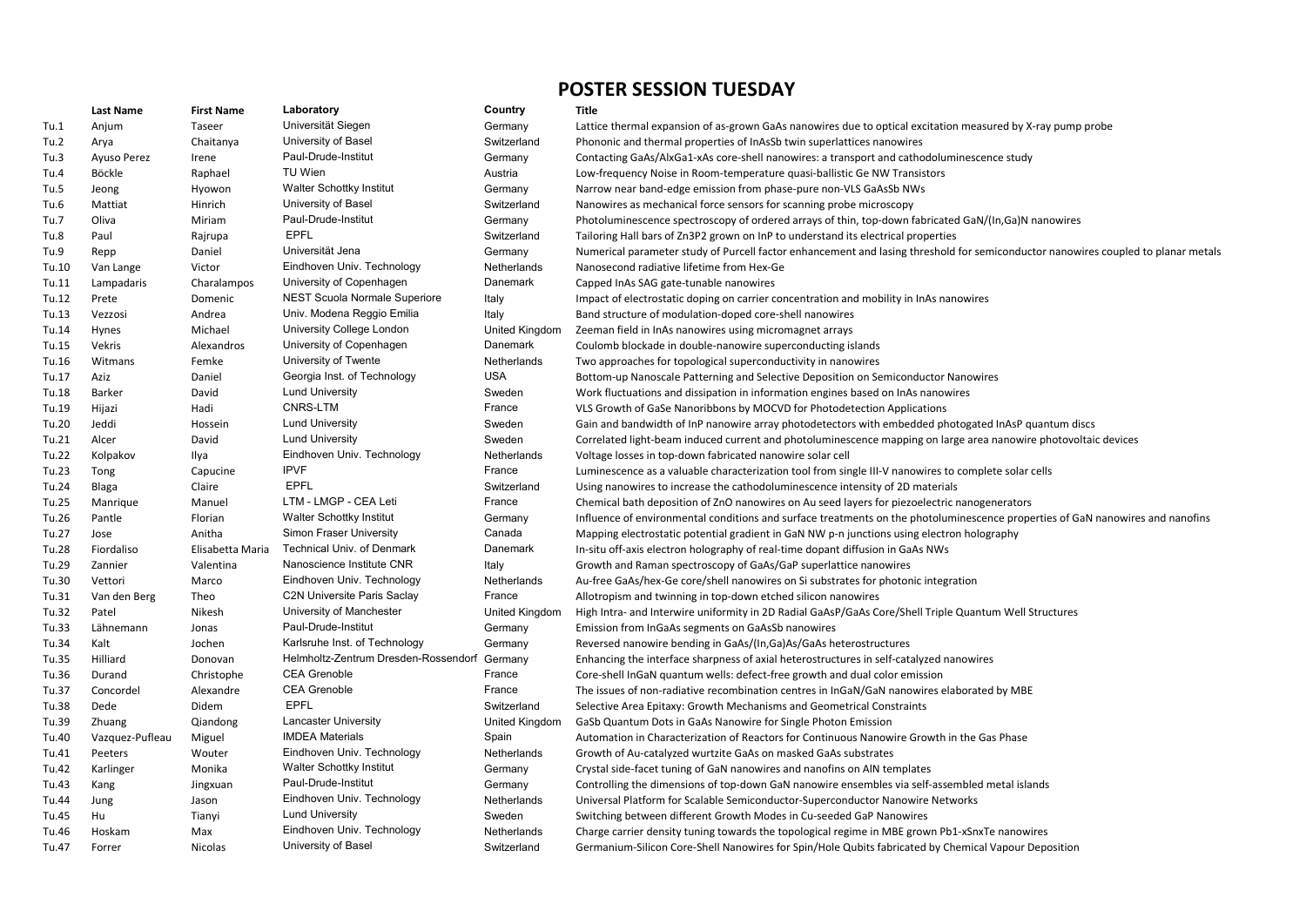# POSTER SESSION TUESDAY

| | Last Name | First Name | Laboratory | Country | Title |
|---|---|---|---|---|---|
| Tu.1 | Anjum | Taseer | Universität Siegen | Germany | Lattice thermal expansion of as-grown GaAs nanowires due to optical excitation measured by X-ray pump probe |
| Tu.2 | Arya | Chaitanya | University of Basel | Switzerland | Phononic and thermal properties of InAsSb twin superlattices nanowires |
| Tu.3 | Ayuso Perez | Irene | Paul-Drude-Institut | Germany | Contacting GaAs/AlxGa1-xAs core-shell nanowires: a transport and cathodoluminescence study |
| Tu.4 | Böckle | Raphael | TU Wien | Austria | Low-frequency Noise in Room-temperature quasi-ballistic Ge NW Transistors |
| Tu.5 | Jeong | Hyowon | Walter Schottky Institut | Germany | Narrow near band-edge emission from phase-pure non-VLS GaAsSb NWs |
| Tu.6 | Mattiat | Hinrich | University of Basel | Switzerland | Nanowires as mechanical force sensors for scanning probe microscopy |
| Tu.7 | Oliva | Miriam | Paul-Drude-Institut | Germany | Photoluminescence spectroscopy of ordered arrays of thin, top-down fabricated GaN/(In,Ga)N nanowires |
| Tu.8 | Paul | Rajrupa | EPFL | Switzerland | Tailoring Hall bars of Zn3P2 grown on InP to understand its electrical properties |
| Tu.9 | Repp | Daniel | Universität Jena | Germany | Numerical parameter study of Purcell factor enhancement and lasing threshold for semiconductor nanowires coupled to planar metals |
| Tu.10 | Van Lange | Victor | Eindhoven Univ. Technology | Netherlands | Nanosecond radiative lifetime from Hex-Ge |
| Tu.11 | Lampadaris | Charalampos | University of Copenhagen | Danemark | Capped InAs SAG gate-tunable nanowires |
| Tu.12 | Prete | Domenic | NEST Scuola Normale Superiore | Italy | Impact of electrostatic doping on carrier concentration and mobility in InAs nanowires |
| Tu.13 | Vezzosi | Andrea | Univ. Modena Reggio Emilia | Italy | Band structure of modulation-doped core-shell nanowires |
| Tu.14 | Hynes | Michael | University College London | United Kingdom | Zeeman field in InAs nanowires using micromagnet arrays |
| Tu.15 | Vekris | Alexandros | University of Copenhagen | Danemark | Coulomb blockade in double-nanowire superconducting islands |
| Tu.16 | Witmans | Femke | University of Twente | Netherlands | Two approaches for topological superconductivity in nanowires |
| Tu.17 | Aziz | Daniel | Georgia Inst. of Technology | USA | Bottom-up Nanoscale Patterning and Selective Deposition on Semiconductor Nanowires |
| Tu.18 | Barker | David | Lund University | Sweden | Work fluctuations and dissipation in information engines based on InAs nanowires |
| Tu.19 | Hijazi | Hadi | CNRS-LTM | France | VLS Growth of GaSe Nanoribbons by MOCVD for Photodetection Applications |
| Tu.20 | Jeddi | Hossein | Lund University | Sweden | Gain and bandwidth of InP nanowire array photodetectors with embedded photogated InAsP quantum discs |
| Tu.21 | Alcer | David | Lund University | Sweden | Correlated light-beam induced current and photoluminescence mapping on large area nanowire photovoltaic devices |
| Tu.22 | Kolpakov | Ilya | Eindhoven Univ. Technology | Netherlands | Voltage losses in top-down fabricated nanowire solar cell |
| Tu.23 | Tong | Capucine | IPVF | France | Luminescence as a valuable characterization tool from single III-V nanowires to complete solar cells |
| Tu.24 | Blaga | Claire | EPFL | Switzerland | Using nanowires to increase the cathodoluminescence intensity of 2D materials |
| Tu.25 | Manrique | Manuel | LTM - LMGP - CEA Leti | France | Chemical bath deposition of ZnO nanowires on Au seed layers for piezoelectric nanogenerators |
| Tu.26 | Pantle | Florian | Walter Schottky Institut | Germany | Influence of environmental conditions and surface treatments on the photoluminescence properties of GaN nanowires and nanofins |
| Tu.27 | Jose | Anitha | Simon Fraser University | Canada | Mapping electrostatic potential gradient in GaN NW p-n junctions using electron holography |
| Tu.28 | Fiordaliso | Elisabetta Maria | Technical Univ. of Denmark | Danemark | In-situ off-axis electron holography of real-time dopant diffusion in GaAs NWs |
| Tu.29 | Zannier | Valentina | Nanoscience Institute CNR | Italy | Growth and Raman spectroscopy of GaAs/GaP superlattice nanowires |
| Tu.30 | Vettori | Marco | Eindhoven Univ. Technology | Netherlands | Au-free GaAs/hex-Ge core/shell nanowires on Si substrates for photonic integration |
| Tu.31 | Van den Berg | Theo | C2N Universite Paris Saclay | France | Allotropism and twinning in top-down etched silicon nanowires |
| Tu.32 | Patel | Nikesh | University of Manchester | United Kingdom | High Intra- and Interwire uniformity in 2D Radial GaAsP/GaAs Core/Shell Triple Quantum Well Structures |
| Tu.33 | Lähnemann | Jonas | Paul-Drude-Institut | Germany | Emission from InGaAs segments on GaAsSb nanowires |
| Tu.34 | Kalt | Jochen | Karlsruhe Inst. of Technology | Germany | Reversed nanowire bending in GaAs/(In,Ga)As/GaAs heterostructures |
| Tu.35 | Hilliard | Donovan | Helmholtz-Zentrum Dresden-Rossendorf | Germany | Enhancing the interface sharpness of axial heterostructures in self-catalyzed nanowires |
| Tu.36 | Durand | Christophe | CEA Grenoble | France | Core-shell InGaN quantum wells: defect-free growth and dual color emission |
| Tu.37 | Concordel | Alexandre | CEA Grenoble | France | The issues of non-radiative recombination centres in InGaN/GaN nanowires elaborated by MBE |
| Tu.38 | Dede | Didem | EPFL | Switzerland | Selective Area Epitaxy: Growth Mechanisms and Geometrical Constraints |
| Tu.39 | Zhuang | Qiandong | Lancaster University | United Kingdom | GaSb Quantum Dots in GaAs Nanowire for Single Photon Emission |
| Tu.40 | Vazquez-Pufleau | Miguel | IMDEA Materials | Spain | Automation in Characterization of Reactors for Continuous Nanowire Growth in the Gas Phase |
| Tu.41 | Peeters | Wouter | Eindhoven Univ. Technology | Netherlands | Growth of Au-catalyzed wurtzite GaAs on masked GaAs substrates |
| Tu.42 | Karlinger | Monika | Walter Schottky Institut | Germany | Crystal side-facet tuning of GaN nanowires and nanofins on AlN templates |
| Tu.43 | Kang | Jingxuan | Paul-Drude-Institut | Germany | Controlling the dimensions of top-down GaN nanowire ensembles via self-assembled metal islands |
| Tu.44 | Jung | Jason | Eindhoven Univ. Technology | Netherlands | Universal Platform for Scalable Semiconductor-Superconductor Nanowire Networks |
| Tu.45 | Hu | Tianyi | Lund University | Sweden | Switching between different Growth Modes in Cu-seeded GaP Nanowires |
| Tu.46 | Hoskam | Max | Eindhoven Univ. Technology | Netherlands | Charge carrier density tuning towards the topological regime in MBE grown Pb1-xSnxTe nanowires |
| Tu.47 | Forrer | Nicolas | University of Basel | Switzerland | Germanium-Silicon Core-Shell Nanowires for Spin/Hole Qubits fabricated by Chemical Vapour Deposition |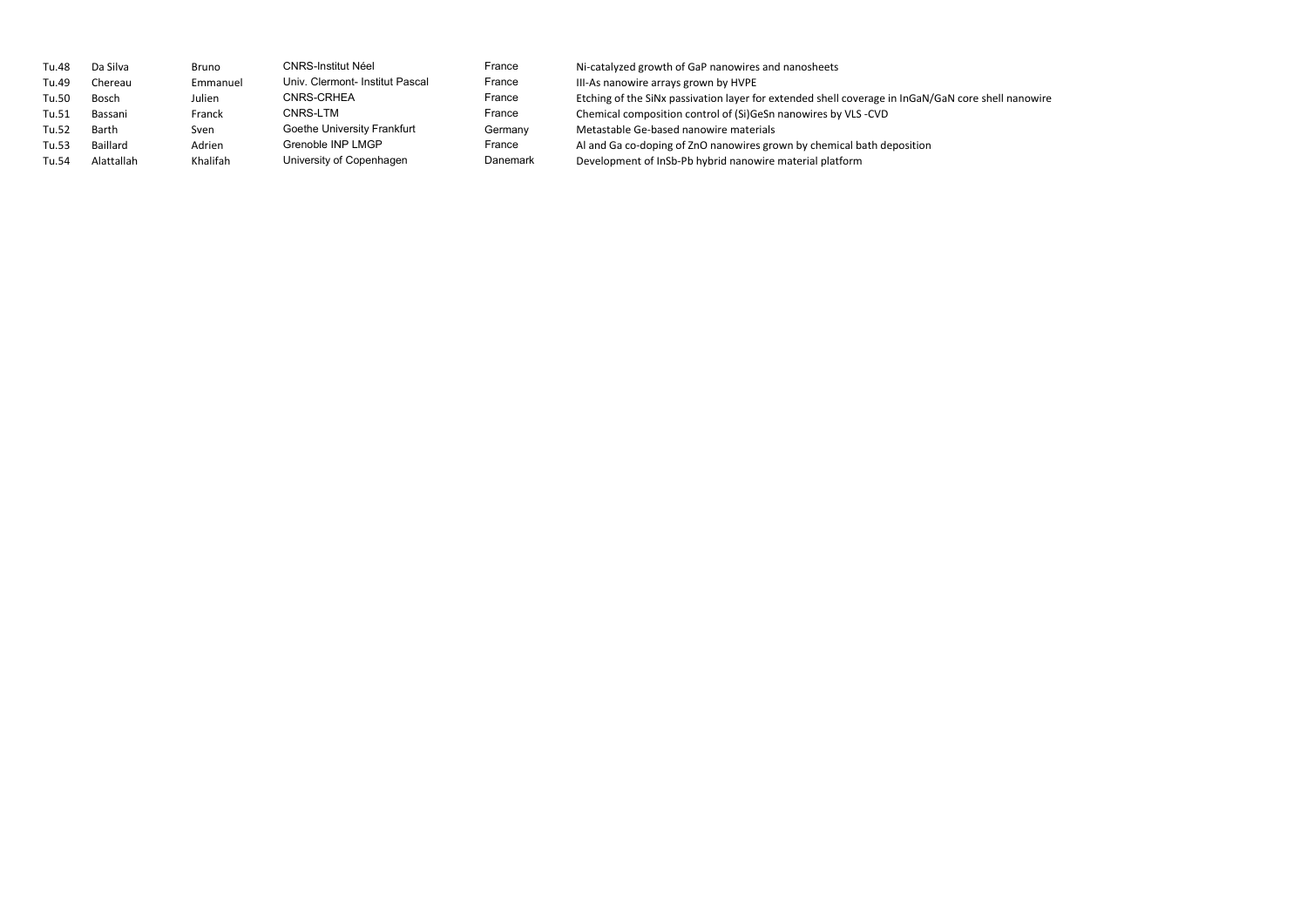| | | | | | |
|---|---|---|---|---|---|
| Tu.48 | Da Silva | Bruno | CNRS-Institut Néel | France | Ni-catalyzed growth of GaP nanowires and nanosheets |
| Tu.49 | Chereau | Emmanuel | Univ. Clermont- Institut Pascal | France | III-As nanowire arrays grown by HVPE |
| Tu.50 | Bosch | Julien | CNRS-CRHEA | France | Etching of the SiNx passivation layer for extended shell coverage in InGaN/GaN core shell nanowire |
| Tu.51 | Bassani | Franck | CNRS-LTM | France | Chemical composition control of (Si)GeSn nanowires by VLS -CVD |
| Tu.52 | Barth | Sven | Goethe University Frankfurt | Germany | Metastable Ge-based nanowire materials |
| Tu.53 | Baillard | Adrien | Grenoble INP LMGP | France | Al and Ga co-doping of ZnO nanowires grown by chemical bath deposition |
| Tu.54 | Alattallah | Khalifah | University of Copenhagen | Danemark | Development of InSb-Pb hybrid nanowire material platform |